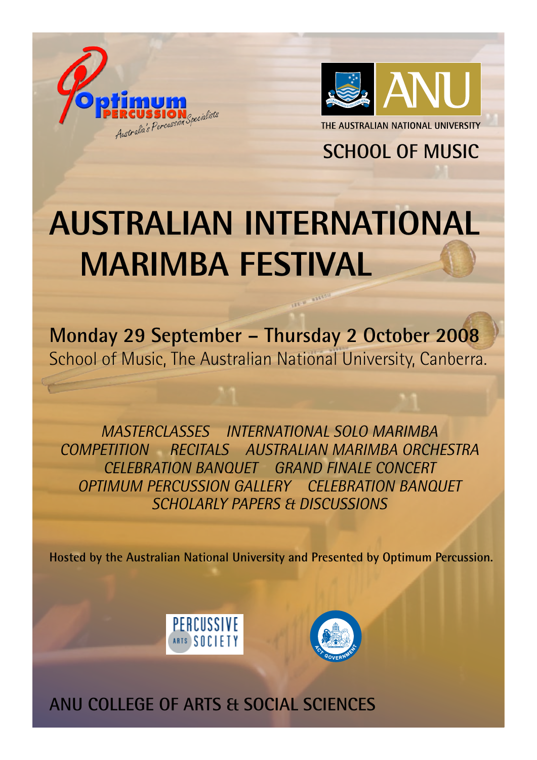Optimum PERCUSSION Australia's Percussion Specialists

THE AUSTRALIAN NATIONAL UNIVERSITY

SCHOOL OF MUSIC

# AUSTRALIAN INTERNATIONAL MARIMBA FESTIVAL

**Monday 29 September – Thursday 2 October 2008**
School of Music, The Australian National University, Canberra.

*MASTERCLASSES INTERNATIONAL SOLO MARIMBA COMPETITION RECITALS AUSTRALIAN MARIMBA ORCHESTRA CELEBRATION BANQUET GRAND FINALE CONCERT OPTIMUM PERCUSSION GALLERY CELEBRATION BANQUET SCHOLARLY PAPERS & DISCUSSIONS*

**Hosted by the Australian National University and Presented by Optimum Percussion.**

PERCUSSIVE ARTS SOCIETY

ACT GOVERNMENT

## ANU COLLEGE OF ARTS & SOCIAL SCIENCES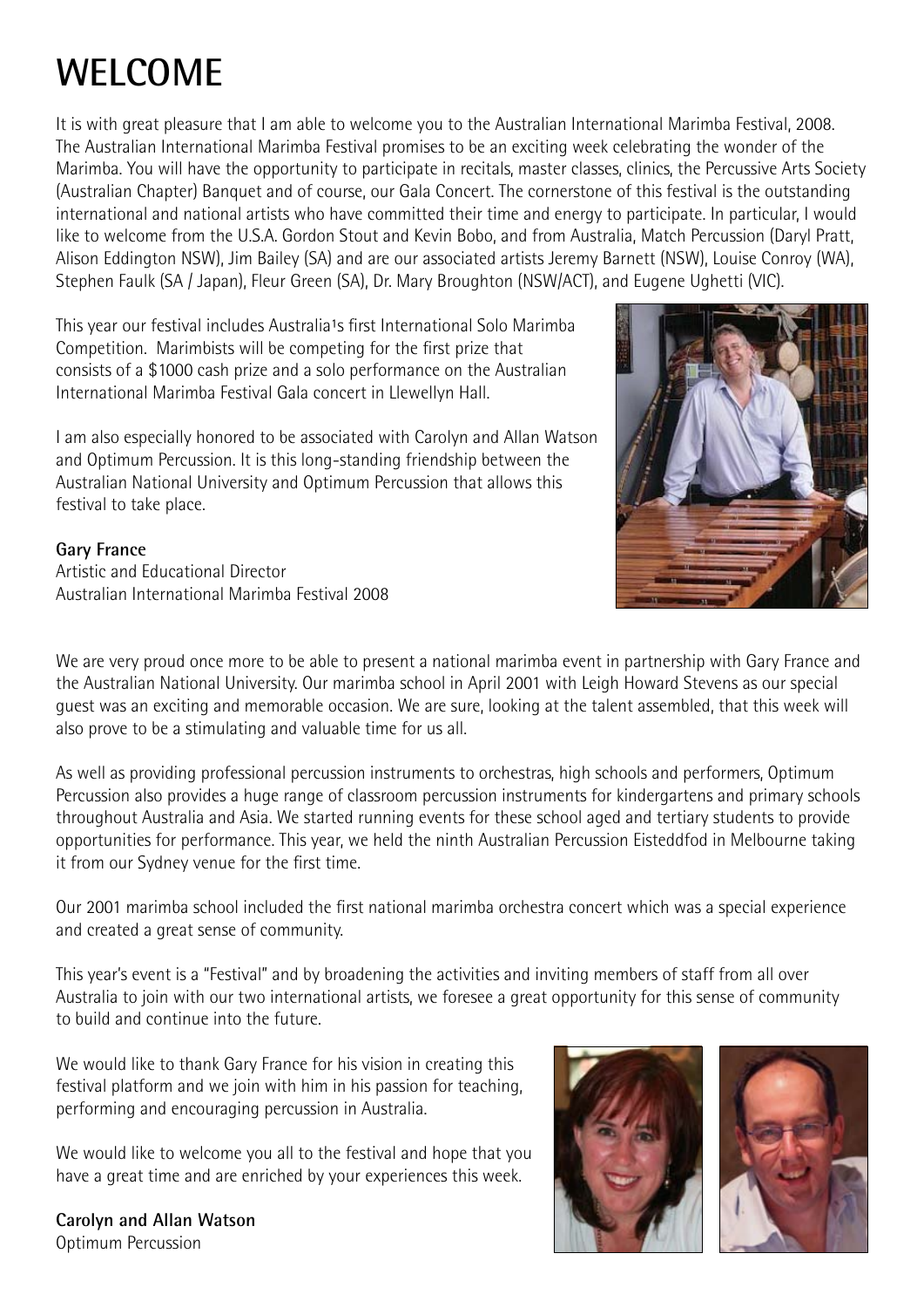# WELCOME

It is with great pleasure that I am able to welcome you to the Australian International Marimba Festival, 2008. The Australian International Marimba Festival promises to be an exciting week celebrating the wonder of the Marimba. You will have the opportunity to participate in recitals, master classes, clinics, the Percussive Arts Society (Australian Chapter) Banquet and of course, our Gala Concert. The cornerstone of this festival is the outstanding international and national artists who have committed their time and energy to participate. In particular, I would like to welcome from the U.S.A. Gordon Stout and Kevin Bobo, and from Australia, Match Percussion (Daryl Pratt, Alison Eddington NSW), Jim Bailey (SA) and are our associated artists Jeremy Barnett (NSW), Louise Conroy (WA), Stephen Faulk (SA / Japan), Fleur Green (SA), Dr. Mary Broughton (NSW/ACT), and Eugene Ughetti (VIC).

This year our festival includes Australia¹s first International Solo Marimba Competition. Marimbists will be competing for the first prize that consists of a $1000 cash prize and a solo performance on the Australian International Marimba Festival Gala concert in Llewellyn Hall.

I am also especially honored to be associated with Carolyn and Allan Watson and Optimum Percussion. It is this long-standing friendship between the Australian National University and Optimum Percussion that allows this festival to take place.

**Gary France**
Artistic and Educational Director
Australian International Marimba Festival 2008

We are very proud once more to be able to present a national marimba event in partnership with Gary France and the Australian National University. Our marimba school in April 2001 with Leigh Howard Stevens as our special guest was an exciting and memorable occasion. We are sure, looking at the talent assembled, that this week will also prove to be a stimulating and valuable time for us all.

As well as providing professional percussion instruments to orchestras, high schools and performers, Optimum Percussion also provides a huge range of classroom percussion instruments for kindergartens and primary schools throughout Australia and Asia. We started running events for these school aged and tertiary students to provide opportunities for performance. This year, we held the ninth Australian Percussion Eisteddfod in Melbourne taking it from our Sydney venue for the first time.

Our 2001 marimba school included the first national marimba orchestra concert which was a special experience and created a great sense of community.

This year's event is a "Festival" and by broadening the activities and inviting members of staff from all over Australia to join with our two international artists, we foresee a great opportunity for this sense of community to build and continue into the future.

We would like to thank Gary France for his vision in creating this festival platform and we join with him in his passion for teaching, performing and encouraging percussion in Australia.

We would like to welcome you all to the festival and hope that you have a great time and are enriched by your experiences this week.

**Carolyn and Allan Watson**
Optimum Percussion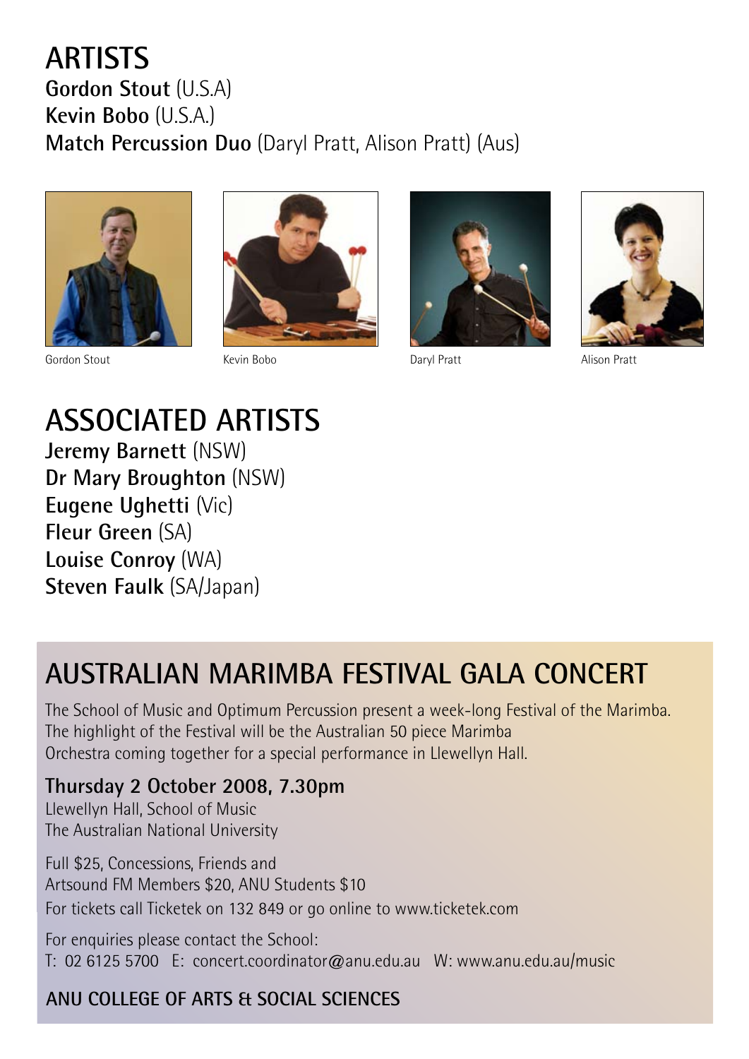# ARTISTS

**Gordon Stout** (U.S.A)
**Kevin Bobo** (U.S.A.)
**Match Percussion Duo** (Daryl Pratt, Alison Pratt) (Aus)

Gordon Stout

Kevin Bobo

Daryl Pratt

Alison Pratt

# ASSOCIATED ARTISTS

**Jeremy Barnett** (NSW)
**Dr Mary Broughton** (NSW)
**Eugene Ughetti** (Vic)
**Fleur Green** (SA)
**Louise Conroy** (WA)
**Steven Faulk** (SA/Japan)

## AUSTRALIAN MARIMBA FESTIVAL GALA CONCERT

The School of Music and Optimum Percussion present a week-long Festival of the Marimba. The highlight of the Festival will be the Australian 50 piece Marimba Orchestra coming together for a special performance in Llewellyn Hall.

**Thursday 2 October 2008, 7.30pm**
Llewellyn Hall, School of Music
The Australian National University

Full $25, Concessions, Friends and
Artsound FM Members $20, ANU Students $10
For tickets call Ticketek on 132 849 or go online to www.ticketek.com

For enquiries please contact the School:
T: 02 6125 5700 E: concert.coordinator@anu.edu.au W: www.anu.edu.au/music

**ANU COLLEGE OF ARTS & SOCIAL SCIENCES**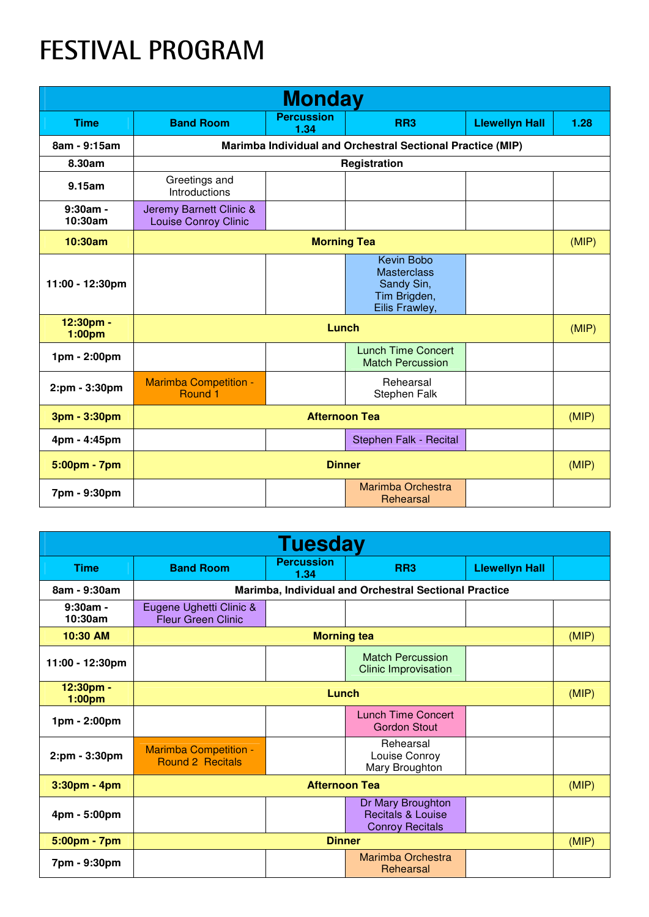# FESTIVAL PROGRAM

| Monday | | | | | |
|---|---|---|---|---|---|
| **Time** | **Band Room** | **Percussion 1.34** | **RR3** | **Llewellyn Hall** | **1.28** |
| **8am - 9:15am** | **Marimba Individual and Orchestral Sectional Practice (MIP)** | | | | |
| **8.30am** | **Registration** | | | | |
| **9.15am** | Greetings and Introductions | | | | |
| **9:30am - 10:30am** | Jeremy Barnett Clinic & Louise Conroy Clinic | | | | |
| **10:30am** | **Morning Tea** | | | | (MIP) |
| **11:00 - 12:30pm** | | | Kevin Bobo Masterclass Sandy Sin, Tim Brigden, Eilis Frawley, | | |
| **12:30pm - 1:00pm** | **Lunch** | | | | (MIP) |
| **1pm - 2:00pm** | | | Lunch Time Concert Match Percussion | | |
| **2:pm - 3:30pm** | Marimba Competition - Round 1 | | Rehearsal Stephen Falk | | |
| **3pm - 3:30pm** | **Afternoon Tea** | | | | (MIP) |
| **4pm - 4:45pm** | | | Stephen Falk - Recital | | |
| **5:00pm - 7pm** | **Dinner** | | | | (MIP) |
| **7pm - 9:30pm** | | | Marimba Orchestra Rehearsal | | |

| Tuesday | | | | | |
|---|---|---|---|---|---|
| **Time** | **Band Room** | **Percussion 1.34** | **RR3** | **Llewellyn Hall** | |
| **8am - 9:30am** | **Marimba, Individual and Orchestral Sectional Practice** | | | | |
| **9:30am - 10:30am** | Eugene Ughetti Clinic & Fleur Green Clinic | | | | |
| **10:30 AM** | **Morning tea** | | | | (MIP) |
| **11:00 - 12:30pm** | | | Match Percussion Clinic Improvisation | | |
| **12:30pm - 1:00pm** | **Lunch** | | | | (MIP) |
| **1pm - 2:00pm** | | | Lunch Time Concert Gordon Stout | | |
| **2:pm - 3:30pm** | Marimba Competition - Round 2 Recitals | | Rehearsal Louise Conroy Mary Broughton | | |
| **3:30pm - 4pm** | **Afternoon Tea** | | | | (MIP) |
| **4pm - 5:00pm** | | | Dr Mary Broughton Recitals & Louise Conroy Recitals | | |
| **5:00pm - 7pm** | **Dinner** | | | | (MIP) |
| **7pm - 9:30pm** | | | Marimba Orchestra Rehearsal | | |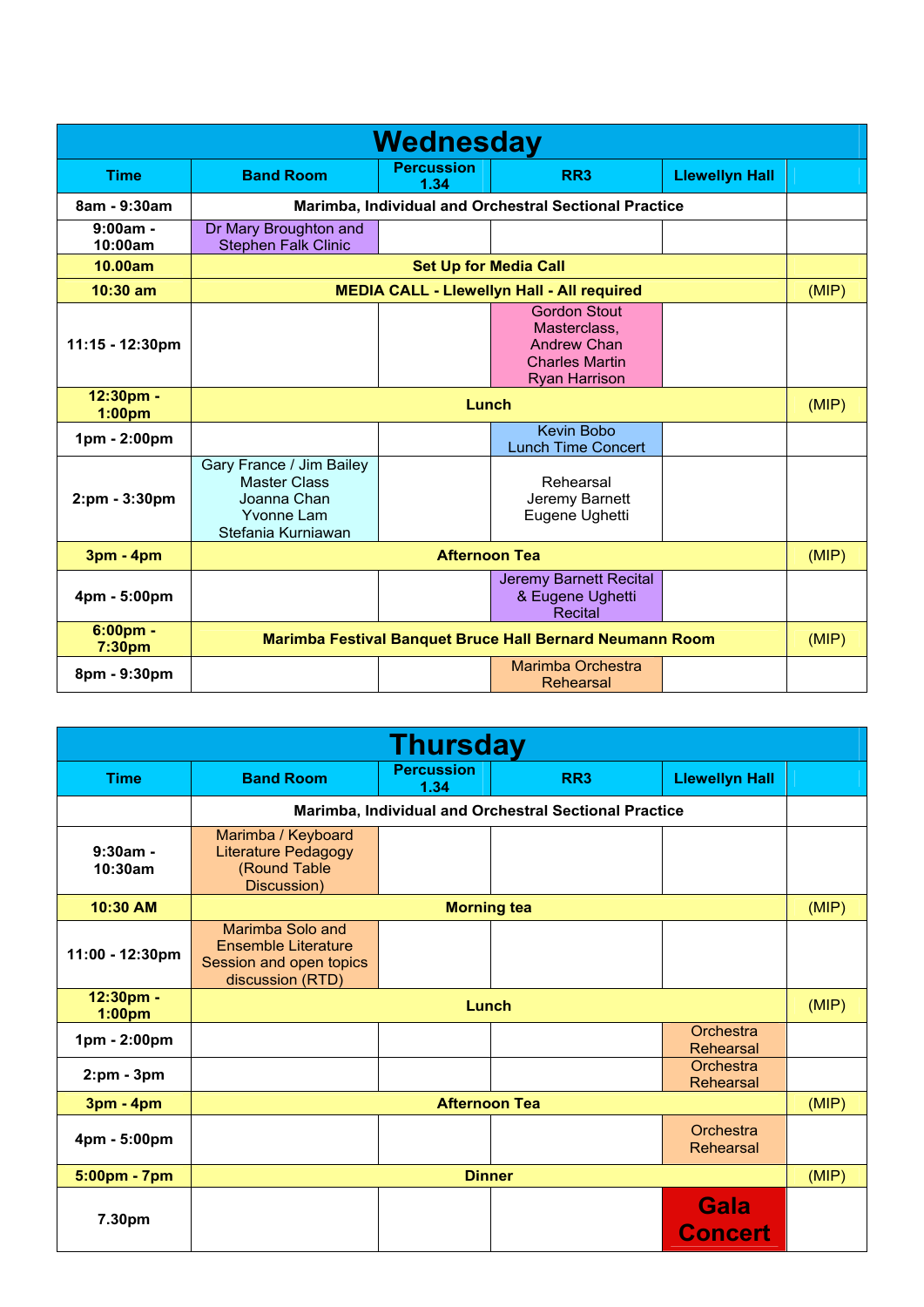## Wednesday

| Time | Band Room | Percussion 1.34 | RR3 | Llewellyn Hall | |
|---|---|---|---|---|---|
| 8am - 9:30am | Marimba, Individual and Orchestral Sectional Practice | | | | |
| 9:00am - 10:00am | Dr Mary Broughton and Stephen Falk Clinic | | | | |
| 10.00am | Set Up for Media Call | | | | |
| 10:30 am | MEDIA CALL - Llewellyn Hall - All required | | | | (MIP) |
| 11:15 - 12:30pm | | | Gordon Stout Masterclass, Andrew Chan Charles Martin Ryan Harrison | | |
| 12:30pm - 1:00pm | Lunch | | | | (MIP) |
| 1pm - 2:00pm | | | Kevin Bobo Lunch Time Concert | | |
| 2:pm - 3:30pm | Gary France / Jim Bailey Master Class Joanna Chan Yvonne Lam Stefania Kurniawan | | Rehearsal Jeremy Barnett Eugene Ughetti | | |
| 3pm - 4pm | Afternoon Tea | | | | (MIP) |
| 4pm - 5:00pm | | | Jeremy Barnett Recital & Eugene Ughetti Recital | | |
| 6:00pm - 7:30pm | Marimba Festival Banquet Bruce Hall Bernard Neumann Room | | | | (MIP) |
| 8pm - 9:30pm | | | Marimba Orchestra Rehearsal | | |

## Thursday

| Time | Band Room | Percussion 1.34 | RR3 | Llewellyn Hall | |
|---|---|---|---|---|---|
| | Marimba, Individual and Orchestral Sectional Practice | | | | |
| 9:30am - 10:30am | Marimba / Keyboard Literature Pedagogy (Round Table Discussion) | | | | |
| 10:30 AM | Morning tea | | | | (MIP) |
| 11:00 - 12:30pm | Marimba Solo and Ensemble Literature Session and open topics discussion (RTD) | | | | |
| 12:30pm - 1:00pm | Lunch | | | | (MIP) |
| 1pm - 2:00pm | | | | Orchestra Rehearsal | |
| 2:pm - 3pm | | | | Orchestra Rehearsal | |
| 3pm - 4pm | Afternoon Tea | | | | (MIP) |
| 4pm - 5:00pm | | | | Orchestra Rehearsal | |
| 5:00pm - 7pm | Dinner | | | | (MIP) |
| 7.30pm | | | | **Gala Concert** | |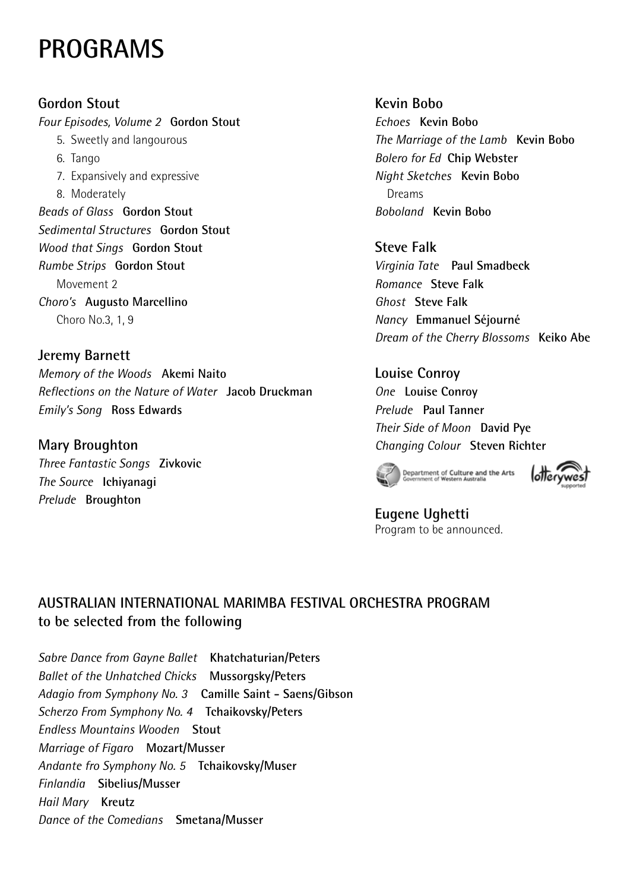# PROGRAMS

## Gordon Stout

*Four Episodes, Volume 2* **Gordon Stout**

5. Sweetly and langourous
6. Tango
7. Expansively and expressive
8. Moderately

*Beads of Glass* **Gordon Stout**
*Sedimental Structures* **Gordon Stout**
*Wood that Sings* **Gordon Stout**
*Rumbe Strips* **Gordon Stout**
Movement 2
*Choro's* **Augusto Marcellino**
Choro No.3, 1, 9

## Jeremy Barnett

*Memory of the Woods* **Akemi Naito**
*Reflections on the Nature of Water* **Jacob Druckman**
*Emily's Song* **Ross Edwards**

## Mary Broughton

*Three Fantastic Songs* **Zivkovic**
*The Source* **Ichiyanagi**
*Prelude* **Broughton**

## Kevin Bobo

*Echoes* **Kevin Bobo**
*The Marriage of the Lamb* **Kevin Bobo**
*Bolero for Ed* **Chip Webster**
*Night Sketches* **Kevin Bobo**
Dreams
*Boboland* **Kevin Bobo**

## Steve Falk

*Virginia Tate* **Paul Smadbeck**
*Romance* **Steve Falk**
*Ghost* **Steve Falk**
*Nancy* **Emmanuel Séjourné**
*Dream of the Cherry Blossoms* **Keiko Abe**

## Louise Conroy

*One* **Louise Conroy**
*Prelude* **Paul Tanner**
*Their Side of Moon* **David Pye**
*Changing Colour* **Steven Richter**

Department of Culture and the Arts
Government of Western Australia

lotterywest supported

## Eugene Ughetti

Program to be announced.

## AUSTRALIAN INTERNATIONAL MARIMBA FESTIVAL ORCHESTRA PROGRAM to be selected from the following

*Sabre Dance from Gayne Ballet* **Khatchaturian/Peters**
*Ballet of the Unhatched Chicks* **Mussorgsky/Peters**
*Adagio from Symphony No. 3* **Camille Saint - Saens/Gibson**
*Scherzo From Symphony No. 4* **Tchaikovsky/Peters**
*Endless Mountains Wooden* **Stout**
*Marriage of Figaro* **Mozart/Musser**
*Andante fro Symphony No. 5* **Tchaikovsky/Muser**
*Finlandia* **Sibelius/Musser**
*Hail Mary* **Kreutz**
*Dance of the Comedians* **Smetana/Musser**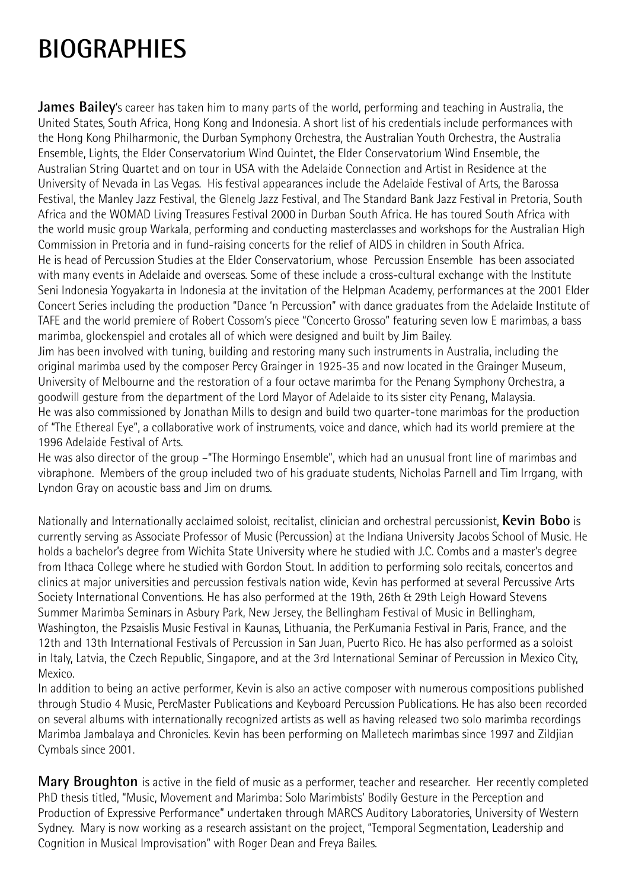# BIOGRAPHIES

**James Bailey**'s career has taken him to many parts of the world, performing and teaching in Australia, the United States, South Africa, Hong Kong and Indonesia. A short list of his credentials include performances with the Hong Kong Philharmonic, the Durban Symphony Orchestra, the Australian Youth Orchestra, the Australia Ensemble, Lights, the Elder Conservatorium Wind Quintet, the Elder Conservatorium Wind Ensemble, the Australian String Quartet and on tour in USA with the Adelaide Connection and Artist in Residence at the University of Nevada in Las Vegas. His festival appearances include the Adelaide Festival of Arts, the Barossa Festival, the Manley Jazz Festival, the Glenelg Jazz Festival, and The Standard Bank Jazz Festival in Pretoria, South Africa and the WOMAD Living Treasures Festival 2000 in Durban South Africa. He has toured South Africa with the world music group Warkala, performing and conducting masterclasses and workshops for the Australian High Commission in Pretoria and in fund-raising concerts for the relief of AIDS in children in South Africa.
He is head of Percussion Studies at the Elder Conservatorium, whose Percussion Ensemble has been associated with many events in Adelaide and overseas. Some of these include a cross-cultural exchange with the Institute Seni Indonesia Yogyakarta in Indonesia at the invitation of the Helpman Academy, performances at the 2001 Elder Concert Series including the production "Dance 'n Percussion" with dance graduates from the Adelaide Institute of TAFE and the world premiere of Robert Cossom's piece "Concerto Grosso" featuring seven low E marimbas, a bass marimba, glockenspiel and crotales all of which were designed and built by Jim Bailey.
Jim has been involved with tuning, building and restoring many such instruments in Australia, including the original marimba used by the composer Percy Grainger in 1925-35 and now located in the Grainger Museum, University of Melbourne and the restoration of a four octave marimba for the Penang Symphony Orchestra, a goodwill gesture from the department of the Lord Mayor of Adelaide to its sister city Penang, Malaysia.
He was also commissioned by Jonathan Mills to design and build two quarter-tone marimbas for the production of "The Ethereal Eye", a collaborative work of instruments, voice and dance, which had its world premiere at the 1996 Adelaide Festival of Arts.
He was also director of the group –"The Hormingo Ensemble", which had an unusual front line of marimbas and vibraphone. Members of the group included two of his graduate students, Nicholas Parnell and Tim Irrgang, with Lyndon Gray on acoustic bass and Jim on drums.

Nationally and Internationally acclaimed soloist, recitalist, clinician and orchestral percussionist, **Kevin Bobo** is currently serving as Associate Professor of Music (Percussion) at the Indiana University Jacobs School of Music. He holds a bachelor's degree from Wichita State University where he studied with J.C. Combs and a master's degree from Ithaca College where he studied with Gordon Stout. In addition to performing solo recitals, concertos and clinics at major universities and percussion festivals nation wide, Kevin has performed at several Percussive Arts Society International Conventions. He has also performed at the 19th, 26th & 29th Leigh Howard Stevens Summer Marimba Seminars in Asbury Park, New Jersey, the Bellingham Festival of Music in Bellingham, Washington, the Pzsaislis Music Festival in Kaunas, Lithuania, the PerKumania Festival in Paris, France, and the 12th and 13th International Festivals of Percussion in San Juan, Puerto Rico. He has also performed as a soloist in Italy, Latvia, the Czech Republic, Singapore, and at the 3rd International Seminar of Percussion in Mexico City, Mexico.
In addition to being an active performer, Kevin is also an active composer with numerous compositions published through Studio 4 Music, PercMaster Publications and Keyboard Percussion Publications. He has also been recorded on several albums with internationally recognized artists as well as having released two solo marimba recordings Marimba Jambalaya and Chronicles. Kevin has been performing on Malletech marimbas since 1997 and Zildjian Cymbals since 2001.

**Mary Broughton** is active in the field of music as a performer, teacher and researcher. Her recently completed PhD thesis titled, "Music, Movement and Marimba: Solo Marimbists' Bodily Gesture in the Perception and Production of Expressive Performance" undertaken through MARCS Auditory Laboratories, University of Western Sydney. Mary is now working as a research assistant on the project, "Temporal Segmentation, Leadership and Cognition in Musical Improvisation" with Roger Dean and Freya Bailes.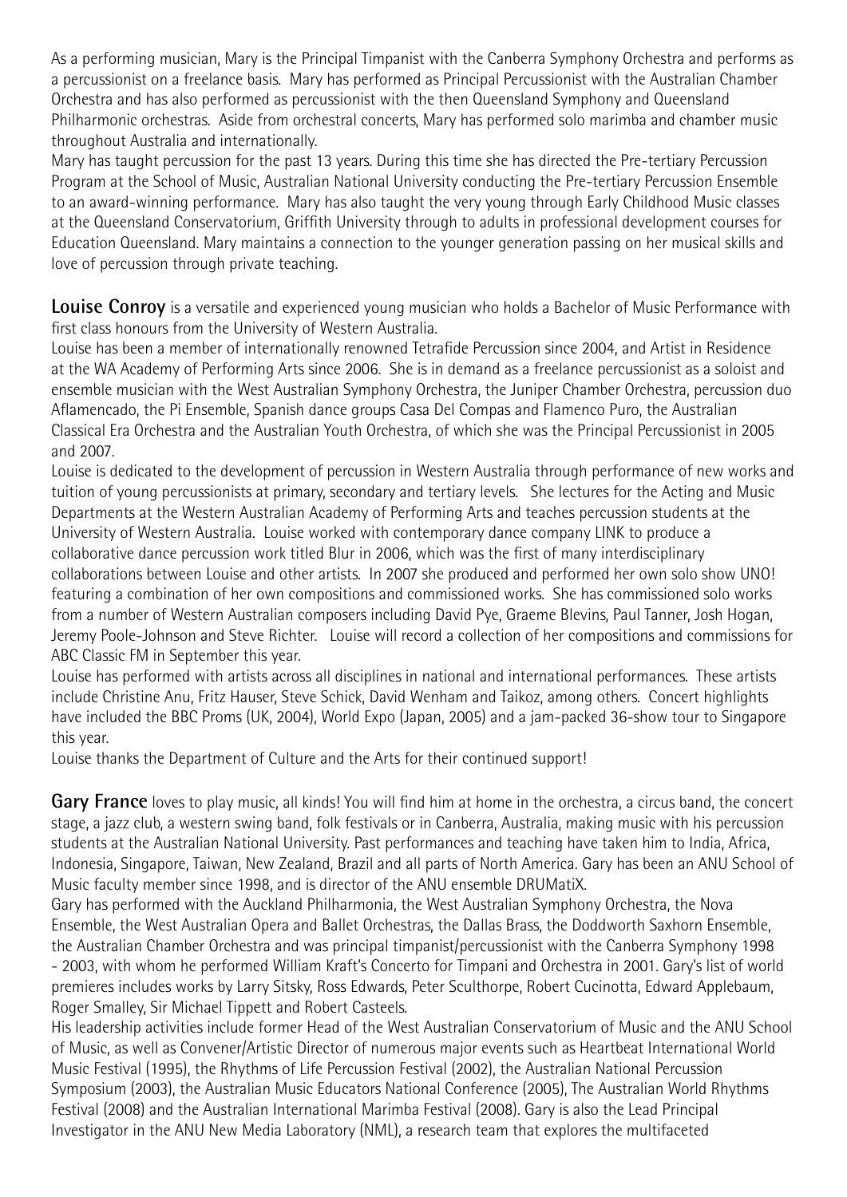As a performing musician, Mary is the Principal Timpanist with the Canberra Symphony Orchestra and performs as a percussionist on a freelance basis. Mary has performed as Principal Percussionist with the Australian Chamber Orchestra and has also performed as percussionist with the then Queensland Symphony and Queensland Philharmonic orchestras. Aside from orchestral concerts, Mary has performed solo marimba and chamber music throughout Australia and internationally.

Mary has taught percussion for the past 13 years. During this time she has directed the Pre-tertiary Percussion Program at the School of Music, Australian National University conducting the Pre-tertiary Percussion Ensemble to an award-winning performance. Mary has also taught the very young through Early Childhood Music classes at the Queensland Conservatorium, Griffith University through to adults in professional development courses for Education Queensland. Mary maintains a connection to the younger generation passing on her musical skills and love of percussion through private teaching.

**Louise Conroy** is a versatile and experienced young musician who holds a Bachelor of Music Performance with first class honours from the University of Western Australia.

Louise has been a member of internationally renowned Tetrafide Percussion since 2004, and Artist in Residence at the WA Academy of Performing Arts since 2006. She is in demand as a freelance percussionist as a soloist and ensemble musician with the West Australian Symphony Orchestra, the Juniper Chamber Orchestra, percussion duo Aflamencado, the Pi Ensemble, Spanish dance groups Casa Del Compas and Flamenco Puro, the Australian Classical Era Orchestra and the Australian Youth Orchestra, of which she was the Principal Percussionist in 2005 and 2007.

Louise is dedicated to the development of percussion in Western Australia through performance of new works and tuition of young percussionists at primary, secondary and tertiary levels. She lectures for the Acting and Music Departments at the Western Australian Academy of Performing Arts and teaches percussion students at the University of Western Australia. Louise worked with contemporary dance company LINK to produce a collaborative dance percussion work titled Blur in 2006, which was the first of many interdisciplinary collaborations between Louise and other artists. In 2007 she produced and performed her own solo show UNO! featuring a combination of her own compositions and commissioned works. She has commissioned solo works from a number of Western Australian composers including David Pye, Graeme Blevins, Paul Tanner, Josh Hogan, Jeremy Poole-Johnson and Steve Richter. Louise will record a collection of her compositions and commissions for ABC Classic FM in September this year.

Louise has performed with artists across all disciplines in national and international performances. These artists include Christine Anu, Fritz Hauser, Steve Schick, David Wenham and Taikoz, among others. Concert highlights have included the BBC Proms (UK, 2004), World Expo (Japan, 2005) and a jam-packed 36-show tour to Singapore this year.

Louise thanks the Department of Culture and the Arts for their continued support!

**Gary France** loves to play music, all kinds! You will find him at home in the orchestra, a circus band, the concert stage, a jazz club, a western swing band, folk festivals or in Canberra, Australia, making music with his percussion students at the Australian National University. Past performances and teaching have taken him to India, Africa, Indonesia, Singapore, Taiwan, New Zealand, Brazil and all parts of North America. Gary has been an ANU School of Music faculty member since 1998, and is director of the ANU ensemble DRUMatiX.

Gary has performed with the Auckland Philharmonia, the West Australian Symphony Orchestra, the Nova Ensemble, the West Australian Opera and Ballet Orchestras, the Dallas Brass, the Doddworth Saxhorn Ensemble, the Australian Chamber Orchestra and was principal timpanist/percussionist with the Canberra Symphony 1998 - 2003, with whom he performed William Kraft's Concerto for Timpani and Orchestra in 2001. Gary's list of world premieres includes works by Larry Sitsky, Ross Edwards, Peter Sculthorpe, Robert Cucinotta, Edward Applebaum, Roger Smalley, Sir Michael Tippett and Robert Casteels.

His leadership activities include former Head of the West Australian Conservatorium of Music and the ANU School of Music, as well as Convener/Artistic Director of numerous major events such as Heartbeat International World Music Festival (1995), the Rhythms of Life Percussion Festival (2002), the Australian National Percussion Symposium (2003), the Australian Music Educators National Conference (2005), The Australian World Rhythms Festival (2008) and the Australian International Marimba Festival (2008). Gary is also the Lead Principal Investigator in the ANU New Media Laboratory (NML), a research team that explores the multifaceted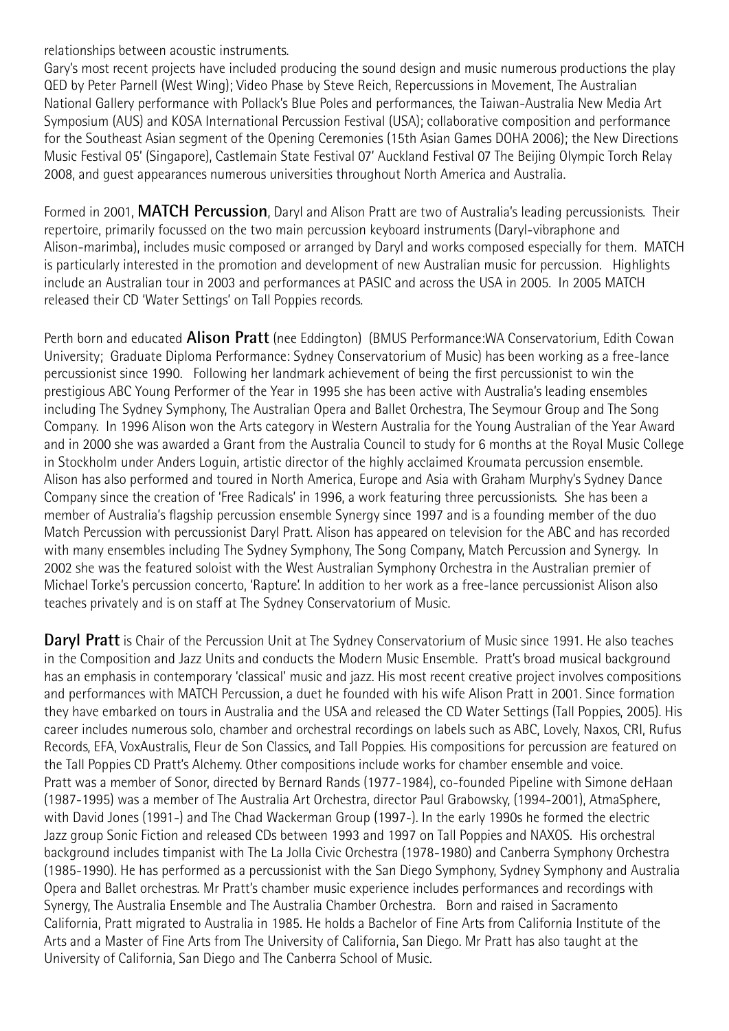relationships between acoustic instruments.

Gary's most recent projects have included producing the sound design and music numerous productions the play QED by Peter Parnell (West Wing); Video Phase by Steve Reich, Repercussions in Movement, The Australian National Gallery performance with Pollack's Blue Poles and performances, the Taiwan-Australia New Media Art Symposium (AUS) and KOSA International Percussion Festival (USA); collaborative composition and performance for the Southeast Asian segment of the Opening Ceremonies (15th Asian Games DOHA 2006); the New Directions Music Festival 05' (Singapore), Castlemain State Festival 07' Auckland Festival 07 The Beijing Olympic Torch Relay 2008, and guest appearances numerous universities throughout North America and Australia.

Formed in 2001, **MATCH Percussion**, Daryl and Alison Pratt are two of Australia's leading percussionists. Their repertoire, primarily focussed on the two main percussion keyboard instruments (Daryl-vibraphone and Alison-marimba), includes music composed or arranged by Daryl and works composed especially for them. MATCH is particularly interested in the promotion and development of new Australian music for percussion. Highlights include an Australian tour in 2003 and performances at PASIC and across the USA in 2005. In 2005 MATCH released their CD 'Water Settings' on Tall Poppies records.

Perth born and educated **Alison Pratt** (nee Eddington) (BMUS Performance:WA Conservatorium, Edith Cowan University; Graduate Diploma Performance: Sydney Conservatorium of Music) has been working as a free-lance percussionist since 1990. Following her landmark achievement of being the first percussionist to win the prestigious ABC Young Performer of the Year in 1995 she has been active with Australia's leading ensembles including The Sydney Symphony, The Australian Opera and Ballet Orchestra, The Seymour Group and The Song Company. In 1996 Alison won the Arts category in Western Australia for the Young Australian of the Year Award and in 2000 she was awarded a Grant from the Australia Council to study for 6 months at the Royal Music College in Stockholm under Anders Loguin, artistic director of the highly acclaimed Kroumata percussion ensemble. Alison has also performed and toured in North America, Europe and Asia with Graham Murphy's Sydney Dance Company since the creation of 'Free Radicals' in 1996, a work featuring three percussionists. She has been a member of Australia's flagship percussion ensemble Synergy since 1997 and is a founding member of the duo Match Percussion with percussionist Daryl Pratt. Alison has appeared on television for the ABC and has recorded with many ensembles including The Sydney Symphony, The Song Company, Match Percussion and Synergy. In 2002 she was the featured soloist with the West Australian Symphony Orchestra in the Australian premier of Michael Torke's percussion concerto, 'Rapture'. In addition to her work as a free-lance percussionist Alison also teaches privately and is on staff at The Sydney Conservatorium of Music.

**Daryl Pratt** is Chair of the Percussion Unit at The Sydney Conservatorium of Music since 1991. He also teaches in the Composition and Jazz Units and conducts the Modern Music Ensemble. Pratt's broad musical background has an emphasis in contemporary 'classical' music and jazz. His most recent creative project involves compositions and performances with MATCH Percussion, a duet he founded with his wife Alison Pratt in 2001. Since formation they have embarked on tours in Australia and the USA and released the CD Water Settings (Tall Poppies, 2005). His career includes numerous solo, chamber and orchestral recordings on labels such as ABC, Lovely, Naxos, CRI, Rufus Records, EFA, VoxAustralis, Fleur de Son Classics, and Tall Poppies. His compositions for percussion are featured on the Tall Poppies CD Pratt's Alchemy. Other compositions include works for chamber ensemble and voice. Pratt was a member of Sonor, directed by Bernard Rands (1977-1984), co-founded Pipeline with Simone deHaan (1987-1995) was a member of The Australia Art Orchestra, director Paul Grabowsky, (1994-2001), AtmaSphere, with David Jones (1991-) and The Chad Wackerman Group (1997-). In the early 1990s he formed the electric Jazz group Sonic Fiction and released CDs between 1993 and 1997 on Tall Poppies and NAXOS. His orchestral background includes timpanist with The La Jolla Civic Orchestra (1978-1980) and Canberra Symphony Orchestra (1985-1990). He has performed as a percussionist with the San Diego Symphony, Sydney Symphony and Australia Opera and Ballet orchestras. Mr Pratt's chamber music experience includes performances and recordings with Synergy, The Australia Ensemble and The Australia Chamber Orchestra. Born and raised in Sacramento California, Pratt migrated to Australia in 1985. He holds a Bachelor of Fine Arts from California Institute of the Arts and a Master of Fine Arts from The University of California, San Diego. Mr Pratt has also taught at the University of California, San Diego and The Canberra School of Music.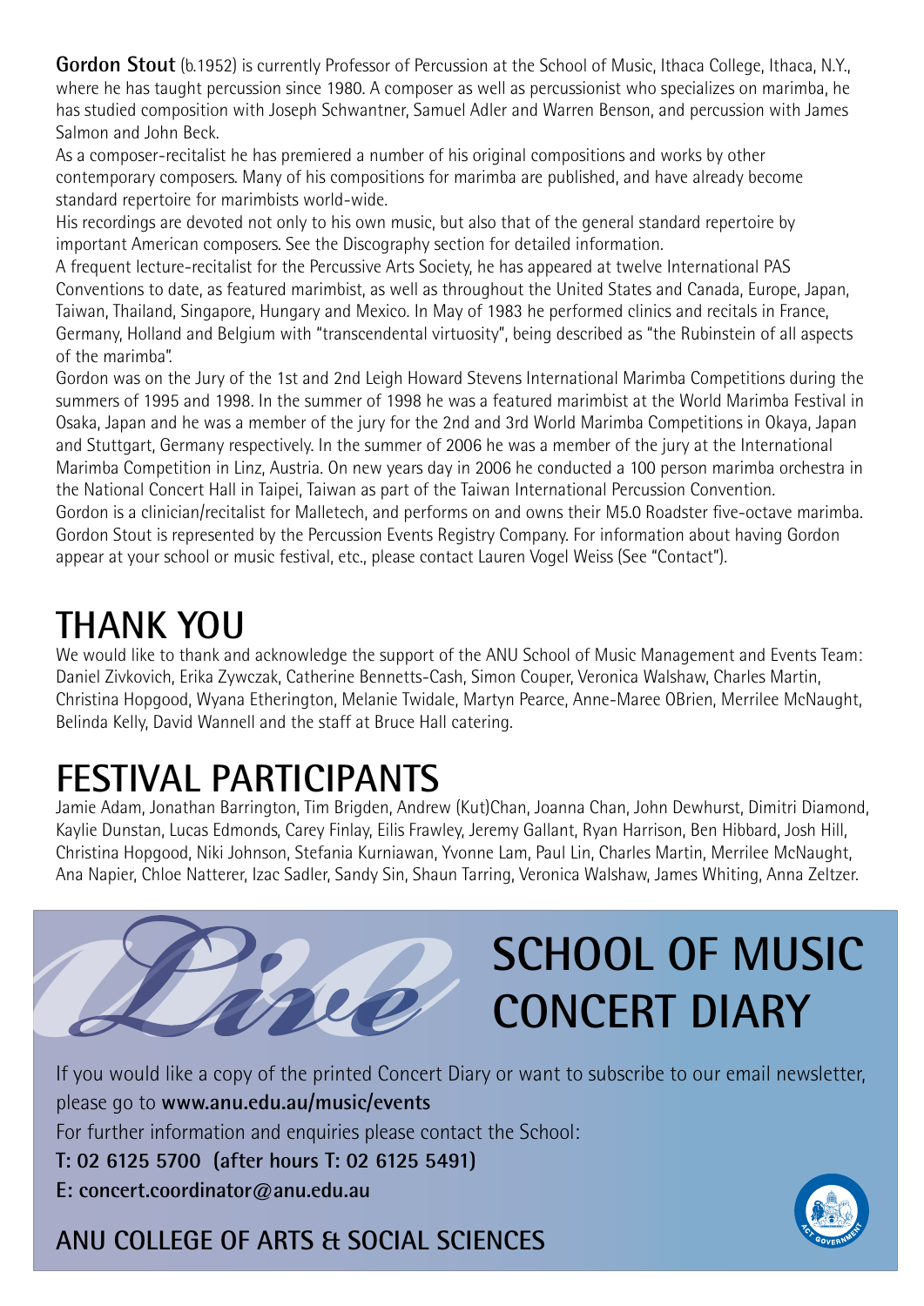**Gordon Stout** (b.1952) is currently Professor of Percussion at the School of Music, Ithaca College, Ithaca, N.Y., where he has taught percussion since 1980. A composer as well as percussionist who specializes on marimba, he has studied composition with Joseph Schwantner, Samuel Adler and Warren Benson, and percussion with James Salmon and John Beck.

As a composer-recitalist he has premiered a number of his original compositions and works by other contemporary composers. Many of his compositions for marimba are published, and have already become standard repertoire for marimbists world-wide.

His recordings are devoted not only to his own music, but also that of the general standard repertoire by important American composers. See the Discography section for detailed information.

A frequent lecture-recitalist for the Percussive Arts Society, he has appeared at twelve International PAS Conventions to date, as featured marimbist, as well as throughout the United States and Canada, Europe, Japan, Taiwan, Thailand, Singapore, Hungary and Mexico. In May of 1983 he performed clinics and recitals in France, Germany, Holland and Belgium with "transcendental virtuosity", being described as "the Rubinstein of all aspects of the marimba".

Gordon was on the Jury of the 1st and 2nd Leigh Howard Stevens International Marimba Competitions during the summers of 1995 and 1998. In the summer of 1998 he was a featured marimbist at the World Marimba Festival in Osaka, Japan and he was a member of the jury for the 2nd and 3rd World Marimba Competitions in Okaya, Japan and Stuttgart, Germany respectively. In the summer of 2006 he was a member of the jury at the International Marimba Competition in Linz, Austria. On new years day in 2006 he conducted a 100 person marimba orchestra in the National Concert Hall in Taipei, Taiwan as part of the Taiwan International Percussion Convention.

Gordon is a clinician/recitalist for Malletech, and performs on and owns their M5.0 Roadster five-octave marimba. Gordon Stout is represented by the Percussion Events Registry Company. For information about having Gordon appear at your school or music festival, etc., please contact Lauren Vogel Weiss (See "Contact").

# THANK YOU

We would like to thank and acknowledge the support of the ANU School of Music Management and Events Team: Daniel Zivkovich, Erika Zywczak, Catherine Bennetts-Cash, Simon Couper, Veronica Walshaw, Charles Martin, Christina Hopgood, Wyana Etherington, Melanie Twidale, Martyn Pearce, Anne-Maree OBrien, Merrilee McNaught, Belinda Kelly, David Wannell and the staff at Bruce Hall catering.

# FESTIVAL PARTICIPANTS

Jamie Adam, Jonathan Barrington, Tim Brigden, Andrew (Kut)Chan, Joanna Chan, John Dewhurst, Dimitri Diamond, Kaylie Dunstan, Lucas Edmonds, Carey Finlay, Eilis Frawley, Jeremy Gallant, Ryan Harrison, Ben Hibbard, Josh Hill, Christina Hopgood, Niki Johnson, Stefania Kurniawan, Yvonne Lam, Paul Lin, Charles Martin, Merrilee McNaught, Ana Napier, Chloe Natterer, Izac Sadler, Sandy Sin, Shaun Tarring, Veronica Walshaw, James Whiting, Anna Zeltzer.

*Live*

# SCHOOL OF MUSIC CONCERT DIARY

If you would like a copy of the printed Concert Diary or want to subscribe to our email newsletter, please go to **www.anu.edu.au/music/events**

For further information and enquiries please contact the School:

**T: 02 6125 5700 (after hours T: 02 6125 5491)**

**E: concert.coordinator@anu.edu.au**

## ANU COLLEGE OF ARTS & SOCIAL SCIENCES

ACT GOVERNMENT